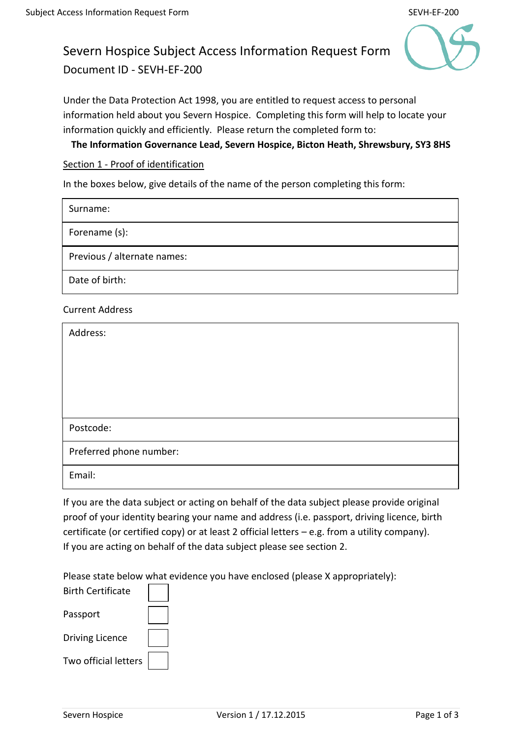# Severn Hospice Subject Access Information Request Form

Document ID - SEVH-EF-200

Under the Data Protection Act 1998, you are entitled to request access to personal information held about you Severn Hospice. Completing this form will help to locate your information quickly and efficiently. Please return the completed form to:

**The Information Governance Lead, Severn Hospice, Bicton Heath, Shrewsbury, SY3 8HS**

## Section 1 - Proof of identification

In the boxes below, give details of the name of the person completing this form:

| Surname: |
|---|
| Forename (s): |
| Previous / alternate names: |
| Date of birth: |

Current Address

| Address: |
|---|
| Postcode: |
| Preferred phone number: |
| Email: |

If you are the data subject or acting on behalf of the data subject please provide original proof of your identity bearing your name and address (i.e. passport, driving licence, birth certificate (or certified copy) or at least 2 official letters – e.g. from a utility company). If you are acting on behalf of the data subject please see section 2.

Please state below what evidence you have enclosed (please X appropriately):

- Birth Certificate ☐
- Passport ☐
- Driving Licence ☐
- Two official letters ☐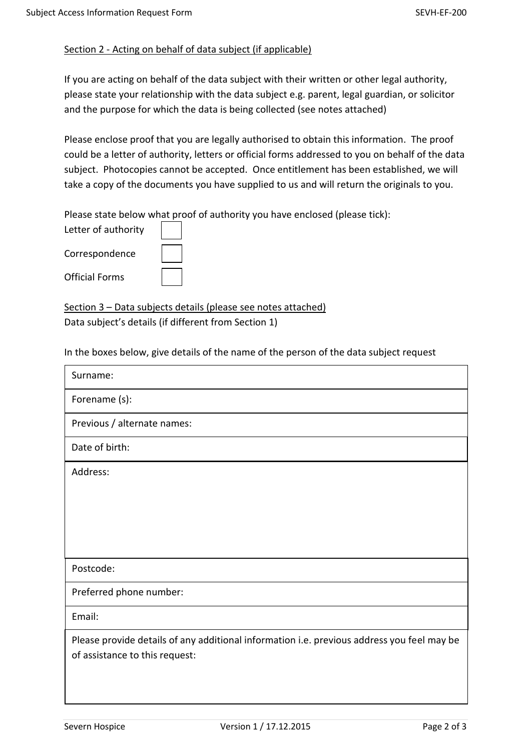Section 2 - Acting on behalf of data subject (if applicable)

If you are acting on behalf of the data subject with their written or other legal authority, please state your relationship with the data subject e.g. parent, legal guardian, or solicitor and the purpose for which the data is being collected (see notes attached)

Please enclose proof that you are legally authorised to obtain this information. The proof could be a letter of authority, letters or official forms addressed to you on behalf of the data subject. Photocopies cannot be accepted. Once entitlement has been established, we will take a copy of the documents you have supplied to us and will return the originals to you.

Please state below what proof of authority you have enclosed (please tick):

| | |
|---|---|
| Letter of authority | ☐ |
| Correspondence | ☐ |
| Official Forms | ☐ |

Section 3 – Data subjects details (please see notes attached)

Data subject's details (if different from Section 1)

In the boxes below, give details of the name of the person of the data subject request

| |
|---|
| Surname: |
| Forename (s): |
| Previous / alternate names: |
| Date of birth: |
| Address: |
| Postcode: |
| Preferred phone number: |
| Email: |
| Please provide details of any additional information i.e. previous address you feel may be of assistance to this request: |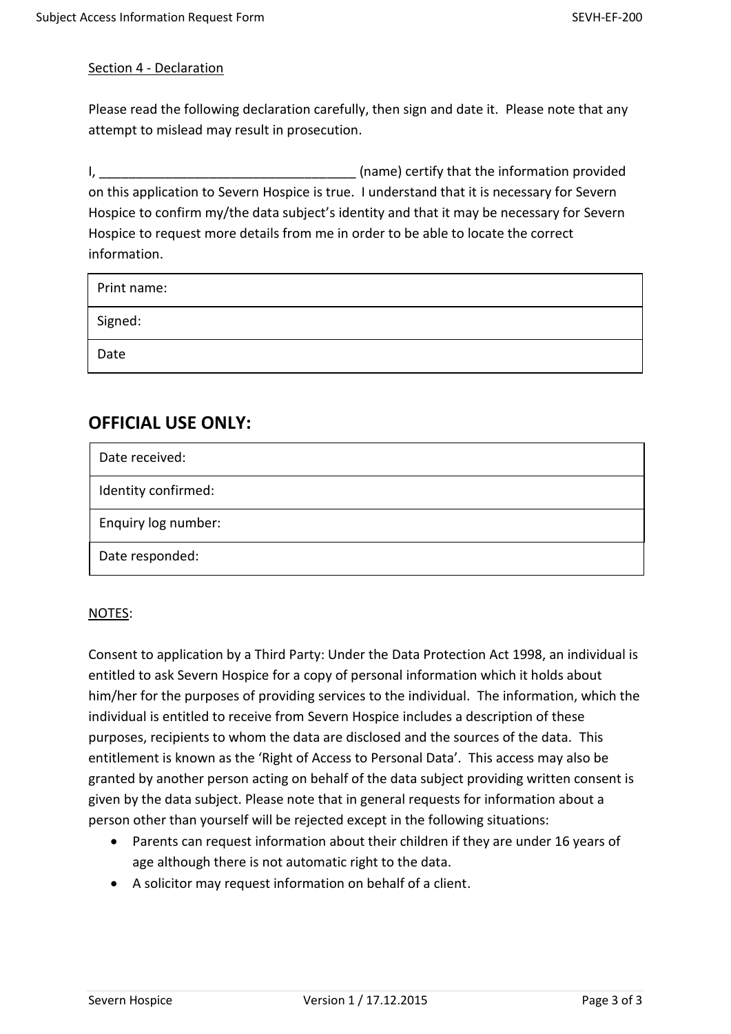Section 4 - Declaration

Please read the following declaration carefully, then sign and date it. Please note that any attempt to mislead may result in prosecution.

I, ___________________________________ (name) certify that the information provided on this application to Severn Hospice is true. I understand that it is necessary for Severn Hospice to confirm my/the data subject's identity and that it may be necessary for Severn Hospice to request more details from me in order to be able to locate the correct information.

| |
|---|
| Print name: |
| Signed: |
| Date |

## OFFICIAL USE ONLY:

| |
|---|
| Date received: |
| Identity confirmed: |
| Enquiry log number: |
| Date responded: |

NOTES:

Consent to application by a Third Party: Under the Data Protection Act 1998, an individual is entitled to ask Severn Hospice for a copy of personal information which it holds about him/her for the purposes of providing services to the individual. The information, which the individual is entitled to receive from Severn Hospice includes a description of these purposes, recipients to whom the data are disclosed and the sources of the data. This entitlement is known as the 'Right of Access to Personal Data'. This access may also be granted by another person acting on behalf of the data subject providing written consent is given by the data subject. Please note that in general requests for information about a person other than yourself will be rejected except in the following situations:

- Parents can request information about their children if they are under 16 years of age although there is not automatic right to the data.
- A solicitor may request information on behalf of a client.